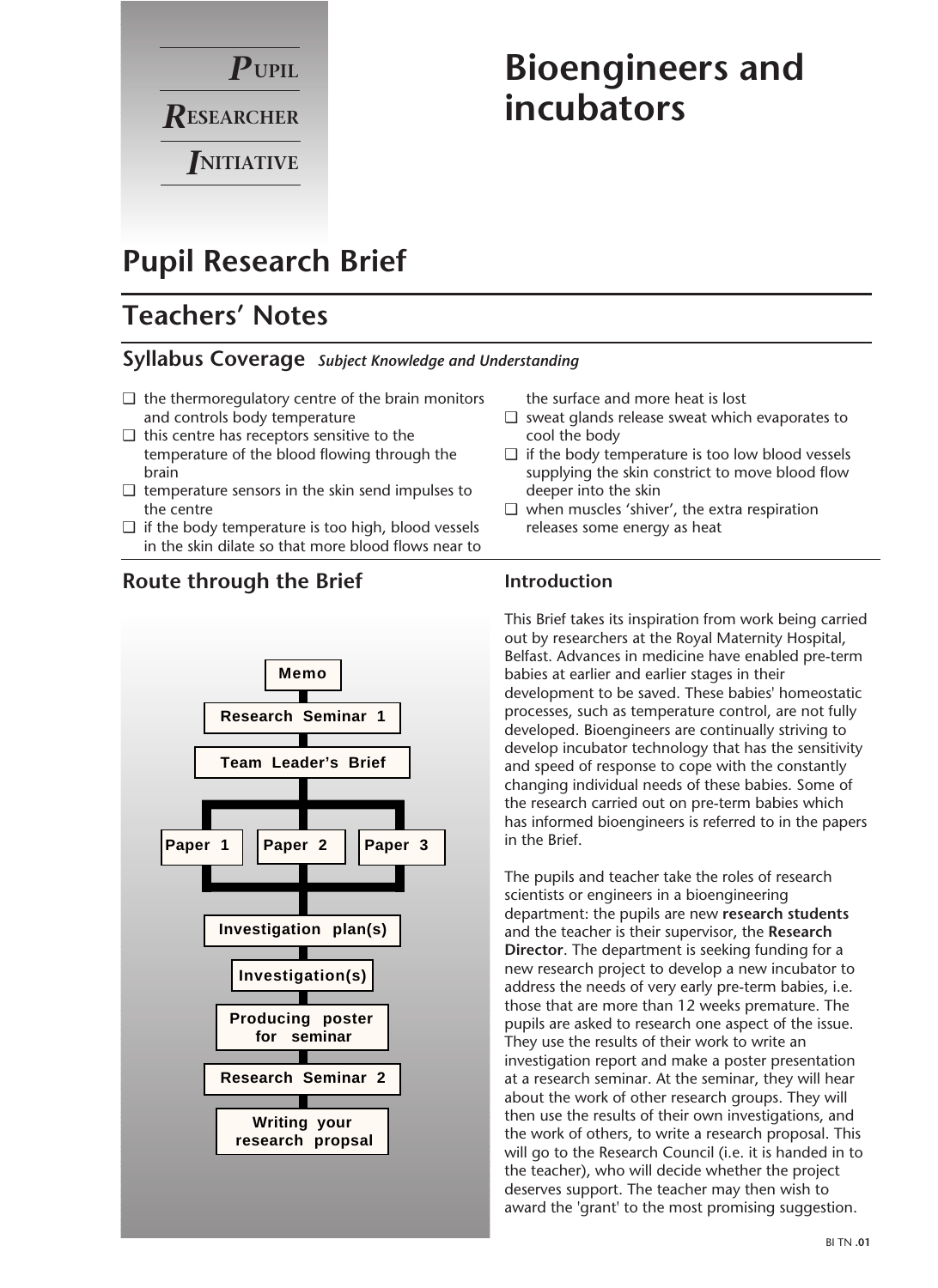**PUPIL RESEARCHER INITIATIVE**

# Bioengineers and incubators

## Pupil Research Brief

## Teachers' Notes

### Syllabus Coverage *Subject Knowledge and Understanding*

- ❑ the thermoregulatory centre of the brain monitors and controls body temperature
- ❑ this centre has receptors sensitive to the temperature of the blood flowing through the brain
- ❑ temperature sensors in the skin send impulses to the centre
- ❑ if the body temperature is too high, blood vessels in the skin dilate so that more blood flows near to the surface and more heat is lost
- ❑ sweat glands release sweat which evaporates to cool the body
- ❑ if the body temperature is too low blood vessels supplying the skin constrict to move blood flow deeper into the skin
- ❑ when muscles 'shiver', the extra respiration releases some energy as heat

### Route through the Brief

- Memo
- Research Seminar 1
- Team Leader's Brief
- Paper 1 / Paper 2 / Paper 3
- Investigation plan(s)
- Investigation(s)
- Producing poster for seminar
- Research Seminar 2
- Writing your research propsal

### Introduction

This Brief takes its inspiration from work being carried out by researchers at the Royal Maternity Hospital, Belfast. Advances in medicine have enabled pre-term babies at earlier and earlier stages in their development to be saved. These babies' homeostatic processes, such as temperature control, are not fully developed. Bioengineers are continually striving to develop incubator technology that has the sensitivity and speed of response to cope with the constantly changing individual needs of these babies. Some of the research carried out on pre-term babies which has informed bioengineers is referred to in the papers in the Brief.

The pupils and teacher take the roles of research scientists or engineers in a bioengineering department: the pupils are new **research students** and the teacher is their supervisor, the **Research Director**. The department is seeking funding for a new research project to develop a new incubator to address the needs of very early pre-term babies, i.e. those that are more than 12 weeks premature. The pupils are asked to research one aspect of the issue. They use the results of their work to write an investigation report and make a poster presentation at a research seminar. At the seminar, they will hear about the work of other research groups. They will then use the results of their own investigations, and the work of others, to write a research proposal. This will go to the Research Council (i.e. it is handed in to the teacher), who will decide whether the project deserves support. The teacher may then wish to award the 'grant' to the most promising suggestion.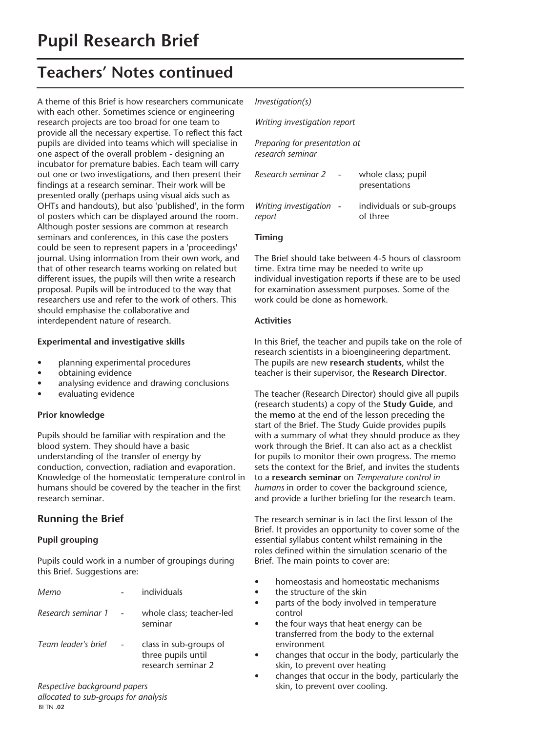# Pupil Research Brief

## Teachers' Notes continued

A theme of this Brief is how researchers communicate with each other. Sometimes science or engineering research projects are too broad for one team to provide all the necessary expertise. To reflect this fact pupils are divided into teams which will specialise in one aspect of the overall problem - designing an incubator for premature babies. Each team will carry out one or two investigations, and then present their findings at a research seminar. Their work will be presented orally (perhaps using visual aids such as OHTs and handouts), but also 'published', in the form of posters which can be displayed around the room. Although poster sessions are common at research seminars and conferences, in this case the posters could be seen to represent papers in a 'proceedings' journal. Using information from their own work, and that of other research teams working on related but different issues, the pupils will then write a research proposal. Pupils will be introduced to the way that researchers use and refer to the work of others. This should emphasise the collaborative and interdependent nature of research.

**Experimental and investigative skills**

- planning experimental procedures
- obtaining evidence
- analysing evidence and drawing conclusions
- evaluating evidence

**Prior knowledge**

Pupils should be familiar with respiration and the blood system. They should have a basic understanding of the transfer of energy by conduction, convection, radiation and evaporation. Knowledge of the homeostatic temperature control in humans should be covered by the teacher in the first research seminar.

### Running the Brief

**Pupil grouping**

Pupils could work in a number of groupings during this Brief. Suggestions are:

| | | |
|---|---|---|
| *Memo* | - | individuals |
| *Research seminar 1* | - | whole class; teacher-led seminar |
| *Team leader's brief* | - | class in sub-groups of three pupils until research seminar 2 |
| *Respective background papers allocated to sub-groups for analysis* | | |
| *Investigation(s)* | | |
| *Writing investigation report* | | |
| *Preparing for presentation at research seminar* | | |
| *Research seminar 2* | - | whole class; pupil presentations |
| *Writing investigation report* | - | individuals or sub-groups of three |

**Timing**

The Brief should take between 4-5 hours of classroom time. Extra time may be needed to write up individual investigation reports if these are to be used for examination assessment purposes. Some of the work could be done as homework.

**Activities**

In this Brief, the teacher and pupils take on the role of research scientists in a bioengineering department. The pupils are new **research students**, whilst the teacher is their supervisor, the **Research Director**.

The teacher (Research Director) should give all pupils (research students) a copy of the **Study Guide**, and the **memo** at the end of the lesson preceding the start of the Brief. The Study Guide provides pupils with a summary of what they should produce as they work through the Brief. It can also act as a checklist for pupils to monitor their own progress. The memo sets the context for the Brief, and invites the students to a **research seminar** on *Temperature control in humans* in order to cover the background science, and provide a further briefing for the research team.

The research seminar is in fact the first lesson of the Brief. It provides an opportunity to cover some of the essential syllabus content whilst remaining in the roles defined within the simulation scenario of the Brief. The main points to cover are:

- homeostasis and homeostatic mechanisms
- the structure of the skin
- parts of the body involved in temperature control
- the four ways that heat energy can be transferred from the body to the external environment
- changes that occur in the body, particularly the skin, to prevent over heating
- changes that occur in the body, particularly the skin, to prevent over cooling.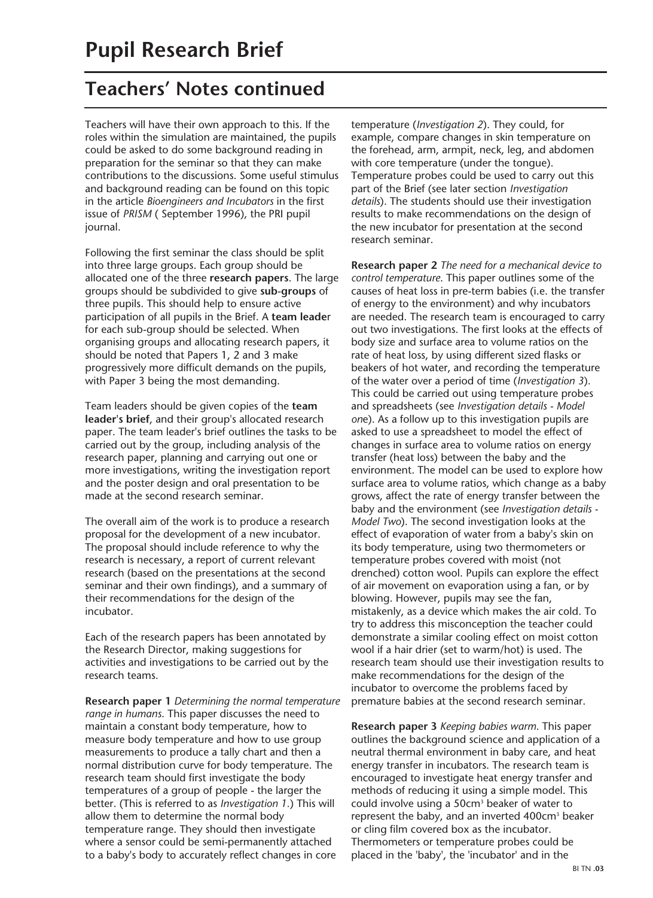# Pupil Research Brief

## Teachers' Notes continued

Teachers will have their own approach to this. If the roles within the simulation are maintained, the pupils could be asked to do some background reading in preparation for the seminar so that they can make contributions to the discussions. Some useful stimulus and background reading can be found on this topic in the article *Bioengineers and Incubators* in the first issue of *PRISM* ( September 1996), the PRI pupil journal.

Following the first seminar the class should be split into three large groups. Each group should be allocated one of the three **research papers**. The large groups should be subdivided to give **sub-groups** of three pupils. This should help to ensure active participation of all pupils in the Brief. A **team leade**r for each sub-group should be selected. When organising groups and allocating research papers, it should be noted that Papers 1, 2 and 3 make progressively more difficult demands on the pupils, with Paper 3 being the most demanding.

Team leaders should be given copies of the **team leader's brief**, and their group's allocated research paper. The team leader's brief outlines the tasks to be carried out by the group, including analysis of the research paper, planning and carrying out one or more investigations, writing the investigation report and the poster design and oral presentation to be made at the second research seminar.

The overall aim of the work is to produce a research proposal for the development of a new incubator. The proposal should include reference to why the research is necessary, a report of current relevant research (based on the presentations at the second seminar and their own findings), and a summary of their recommendations for the design of the incubator.

Each of the research papers has been annotated by the Research Director, making suggestions for activities and investigations to be carried out by the research teams.

**Research paper 1** *Determining the normal temperature range in humans*. This paper discusses the need to maintain a constant body temperature, how to measure body temperature and how to use group measurements to produce a tally chart and then a normal distribution curve for body temperature. The research team should first investigate the body temperatures of a group of people - the larger the better. (This is referred to as *Investigation 1*.) This will allow them to determine the normal body temperature range. They should then investigate where a sensor could be semi-permanently attached to a baby's body to accurately reflect changes in core temperature (*Investigation 2*). They could, for example, compare changes in skin temperature on the forehead, arm, armpit, neck, leg, and abdomen with core temperature (under the tongue). Temperature probes could be used to carry out this part of the Brief (see later section *Investigation details*). The students should use their investigation results to make recommendations on the design of the new incubator for presentation at the second research seminar.

**Research paper 2** *The need for a mechanical device to control temperature*. This paper outlines some of the causes of heat loss in pre-term babies (i.e. the transfer of energy to the environment) and why incubators are needed. The research team is encouraged to carry out two investigations. The first looks at the effects of body size and surface area to volume ratios on the rate of heat loss, by using different sized flasks or beakers of hot water, and recording the temperature of the water over a period of time (*Investigation 3*). This could be carried out using temperature probes and spreadsheets (see *Investigation details - Model one*). As a follow up to this investigation pupils are asked to use a spreadsheet to model the effect of changes in surface area to volume ratios on energy transfer (heat loss) between the baby and the environment. The model can be used to explore how surface area to volume ratios, which change as a baby grows, affect the rate of energy transfer between the baby and the environment (see *Investigation details - Model Two*). The second investigation looks at the effect of evaporation of water from a baby's skin on its body temperature, using two thermometers or temperature probes covered with moist (not drenched) cotton wool. Pupils can explore the effect of air movement on evaporation using a fan, or by blowing. However, pupils may see the fan, mistakenly, as a device which makes the air cold. To try to address this misconception the teacher could demonstrate a similar cooling effect on moist cotton wool if a hair drier (set to warm/hot) is used. The research team should use their investigation results to make recommendations for the design of the incubator to overcome the problems faced by premature babies at the second research seminar.

**Research paper 3** *Keeping babies warm*. This paper outlines the background science and application of a neutral thermal environment in baby care, and heat energy transfer in incubators. The research team is encouraged to investigate heat energy transfer and methods of reducing it using a simple model. This could involve using a 50cm$^3$ beaker of water to represent the baby, and an inverted 400cm$^3$ beaker or cling film covered box as the incubator. Thermometers or temperature probes could be placed in the 'baby', the 'incubator' and in the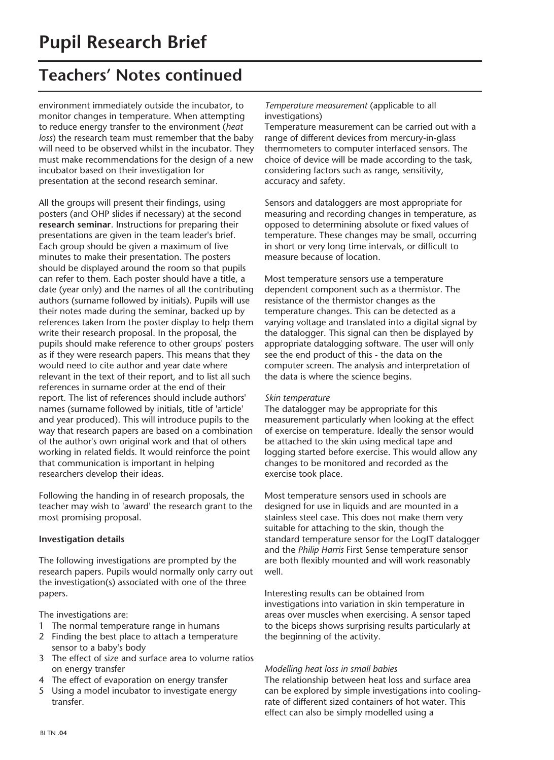# Pupil Research Brief

## Teachers' Notes continued

environment immediately outside the incubator, to monitor changes in temperature. When attempting to reduce energy transfer to the environment (*heat loss*) the research team must remember that the baby will need to be observed whilst in the incubator. They must make recommendations for the design of a new incubator based on their investigation for presentation at the second research seminar.

All the groups will present their findings, using posters (and OHP slides if necessary) at the second **research seminar**. Instructions for preparing their presentations are given in the team leader's brief. Each group should be given a maximum of five minutes to make their presentation. The posters should be displayed around the room so that pupils can refer to them. Each poster should have a title, a date (year only) and the names of all the contributing authors (surname followed by initials). Pupils will use their notes made during the seminar, backed up by references taken from the poster display to help them write their research proposal. In the proposal, the pupils should make reference to other groups' posters as if they were research papers. This means that they would need to cite author and year date where relevant in the text of their report, and to list all such references in surname order at the end of their report. The list of references should include authors' names (surname followed by initials, title of 'article' and year produced). This will introduce pupils to the way that research papers are based on a combination of the author's own original work and that of others working in related fields. It would reinforce the point that communication is important in helping researchers develop their ideas.

Following the handing in of research proposals, the teacher may wish to 'award' the research grant to the most promising proposal.

**Investigation details**

The following investigations are prompted by the research papers. Pupils would normally only carry out the investigation(s) associated with one of the three papers.

The investigations are:

1. The normal temperature range in humans
2. Finding the best place to attach a temperature sensor to a baby's body
3. The effect of size and surface area to volume ratios on energy transfer
4. The effect of evaporation on energy transfer
5. Using a model incubator to investigate energy transfer.

*Temperature measurement* (applicable to all investigations)

Temperature measurement can be carried out with a range of different devices from mercury-in-glass thermometers to computer interfaced sensors. The choice of device will be made according to the task, considering factors such as range, sensitivity, accuracy and safety.

Sensors and dataloggers are most appropriate for measuring and recording changes in temperature, as opposed to determining absolute or fixed values of temperature. These changes may be small, occurring in short or very long time intervals, or difficult to measure because of location.

Most temperature sensors use a temperature dependent component such as a thermistor. The resistance of the thermistor changes as the temperature changes. This can be detected as a varying voltage and translated into a digital signal by the datalogger. This signal can then be displayed by appropriate datalogging software. The user will only see the end product of this - the data on the computer screen. The analysis and interpretation of the data is where the science begins.

*Skin temperature*

The datalogger may be appropriate for this measurement particularly when looking at the effect of exercise on temperature. Ideally the sensor would be attached to the skin using medical tape and logging started before exercise. This would allow any changes to be monitored and recorded as the exercise took place.

Most temperature sensors used in schools are designed for use in liquids and are mounted in a stainless steel case. This does not make them very suitable for attaching to the skin, though the standard temperature sensor for the LogIT datalogger and the *Philip Harris* First Sense temperature sensor are both flexibly mounted and will work reasonably well.

Interesting results can be obtained from investigations into variation in skin temperature in areas over muscles when exercising. A sensor taped to the biceps shows surprising results particularly at the beginning of the activity.

*Modelling heat loss in small babies*

The relationship between heat loss and surface area can be explored by simple investigations into cooling-rate of different sized containers of hot water. This effect can also be simply modelled using a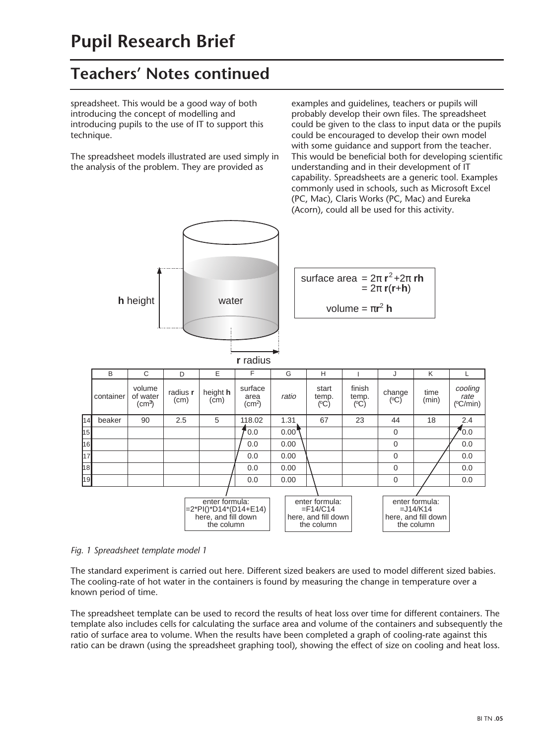# Pupil Research Brief

## Teachers' Notes continued

spreadsheet. This would be a good way of both introducing the concept of modelling and introducing pupils to the use of IT to support this technique.

The spreadsheet models illustrated are used simply in the analysis of the problem. They are provided as examples and guidelines, teachers or pupils will probably develop their own files. The spreadsheet could be given to the class to input data or the pupils could be encouraged to develop their own model with some guidance and support from the teacher. This would be beneficial both for developing scientific understanding and in their development of IT capability. Spreadsheets are a generic tool. Examples commonly used in schools, such as Microsoft Excel (PC, Mac), Claris Works (PC, Mac) and Eureka (Acorn), could all be used for this activity.

**h** height — water — **r** radius

surface area $= 2\pi \mathbf{r}^2 + 2\pi \mathbf{rh}$
$= 2\pi \mathbf{r}(\mathbf{r}+\mathbf{h})$

volume $= \pi \mathbf{r}^2 \mathbf{h}$

| | B | C | D | E | F | G | H | I | J | K | L |
|---|---|---|---|---|---|---|---|---|---|---|---|
| | container | volume of water (cm³) | radius **r** (cm) | height **h** (cm) | surface area (cm²) | *ratio* | start temp. (°C) | finish temp. (°C) | change (°C) | time (min) | *cooling rate* (°C/min) |
| 14 | beaker | 90 | 2.5 | 5 | 118.02 | 1.31 | 67 | 23 | 44 | 18 | 2.4 |
| 15 | | | | | 0.0 | 0.00 | | | 0 | | 0.0 |
| 16 | | | | | 0.0 | 0.00 | | | 0 | | 0.0 |
| 17 | | | | | 0.0 | 0.00 | | | 0 | | 0.0 |
| 18 | | | | | 0.0 | 0.00 | | | 0 | | 0.0 |
| 19 | | | | | 0.0 | 0.00 | | | 0 | | 0.0 |

enter formula: =2*PI()*D14*(D14+E14) here, and fill down the column

enter formula: =F14/C14 here, and fill down the column

enter formula: =J14/K14 here, and fill down the column

*Fig. 1 Spreadsheet template model 1*

The standard experiment is carried out here. Different sized beakers are used to model different sized babies. The cooling-rate of hot water in the containers is found by measuring the change in temperature over a known period of time.

The spreadsheet template can be used to record the results of heat loss over time for different containers. The template also includes cells for calculating the surface area and volume of the containers and subsequently the ratio of surface area to volume. When the results have been completed a graph of cooling-rate against this ratio can be drawn (using the spreadsheet graphing tool), showing the effect of size on cooling and heat loss.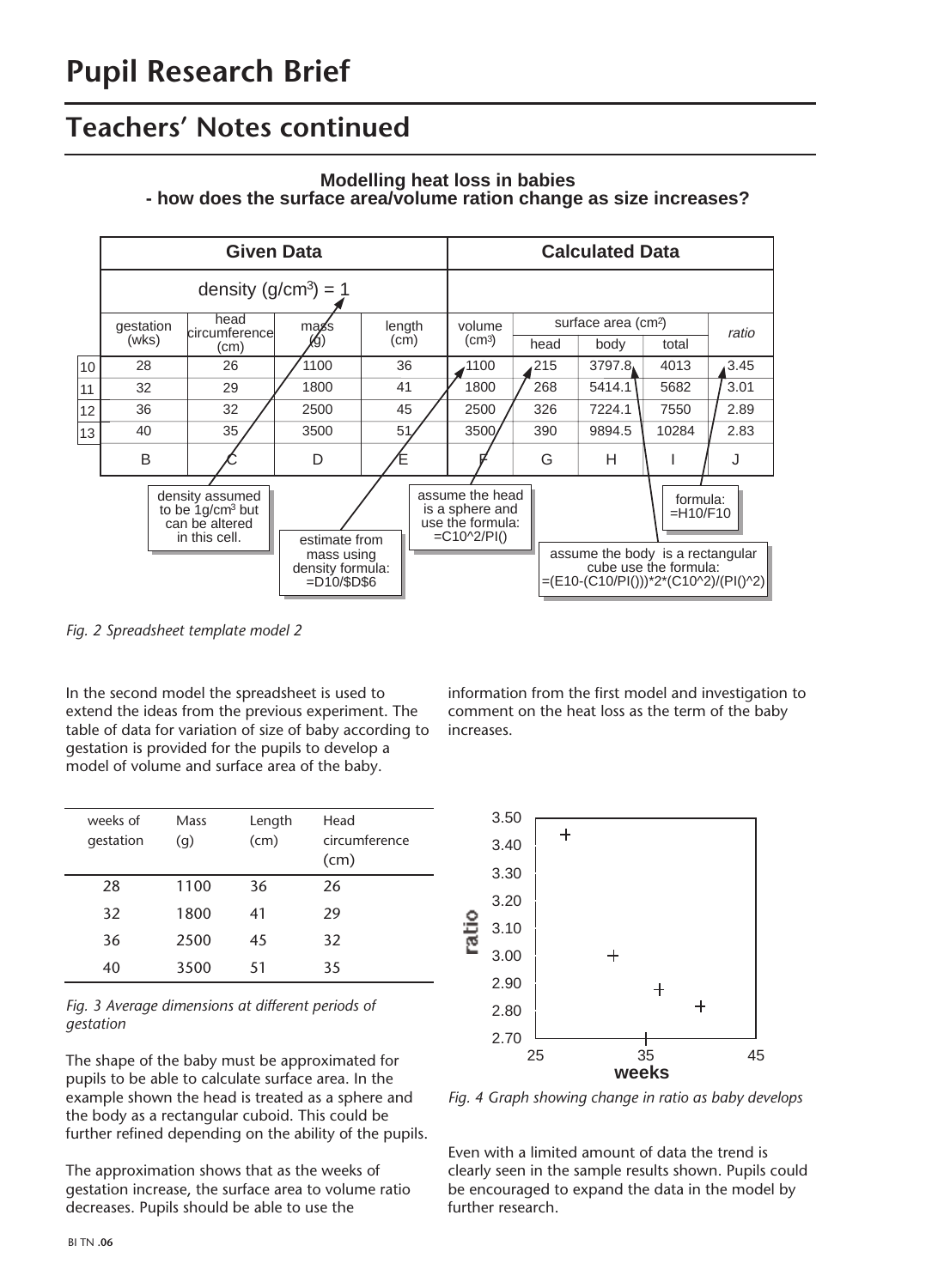# Pupil Research Brief

## Teachers' Notes continued

**Modelling heat loss in babies**
**- how does the surface area/volume ration change as size increases?**

| | Given Data | | | | Calculated Data | | | | |
|---|---|---|---|---|---|---|---|---|---|
| | density (g/cm³) = 1 | | | | | | | | |
| | gestation (wks) | head circumference (cm) | mass (g) | length (cm) | volume (cm³) | surface area (cm²) | | | ratio |
| | | | | | | head | body | total | |
| 10 | 28 | 26 | 1100 | 36 | 1100 | 215 | 3797.8 | 4013 | 3.45 |
| 11 | 32 | 29 | 1800 | 41 | 1800 | 268 | 5414.1 | 5682 | 3.01 |
| 12 | 36 | 32 | 2500 | 45 | 2500 | 326 | 7224.1 | 7550 | 2.89 |
| 13 | 40 | 35 | 3500 | 51 | 3500 | 390 | 9894.5 | 10284 | 2.83 |
| | B | C | D | E | F | G | H | I | J |

Annotations:
- density assumed to be 1g/cm³ but can be altered in this cell.
- estimate from mass using density formula: =D10/$D$6
- assume the head is a sphere and use the formula: =C10^2/PI()
- assume the body is a rectangular cube use the formula: =(E10-(C10/PI()))*2*(C10^2)/(PI()^2)
- formula: =H10/F10

*Fig. 2 Spreadsheet template model 2*

In the second model the spreadsheet is used to extend the ideas from the previous experiment. The table of data for variation of size of baby according to gestation is provided for the pupils to develop a model of volume and surface area of the baby.

| weeks of gestation | Mass (g) | Length (cm) | Head circumference (cm) |
|---|---|---|---|
| 28 | 1100 | 36 | 26 |
| 32 | 1800 | 41 | 29 |
| 36 | 2500 | 45 | 32 |
| 40 | 3500 | 51 | 35 |

*Fig. 3 Average dimensions at different periods of gestation*

The shape of the baby must be approximated for pupils to be able to calculate surface area. In the example shown the head is treated as a sphere and the body as a rectangular cuboid. This could be further refined depending on the ability of the pupils.

The approximation shows that as the weeks of gestation increase, the surface area to volume ratio decreases. Pupils should be able to use the information from the first model and investigation to comment on the heat loss as the term of the baby increases.

*Fig. 4 Graph showing change in ratio as baby develops*

Even with a limited amount of data the trend is clearly seen in the sample results shown. Pupils could be encouraged to expand the data in the model by further research.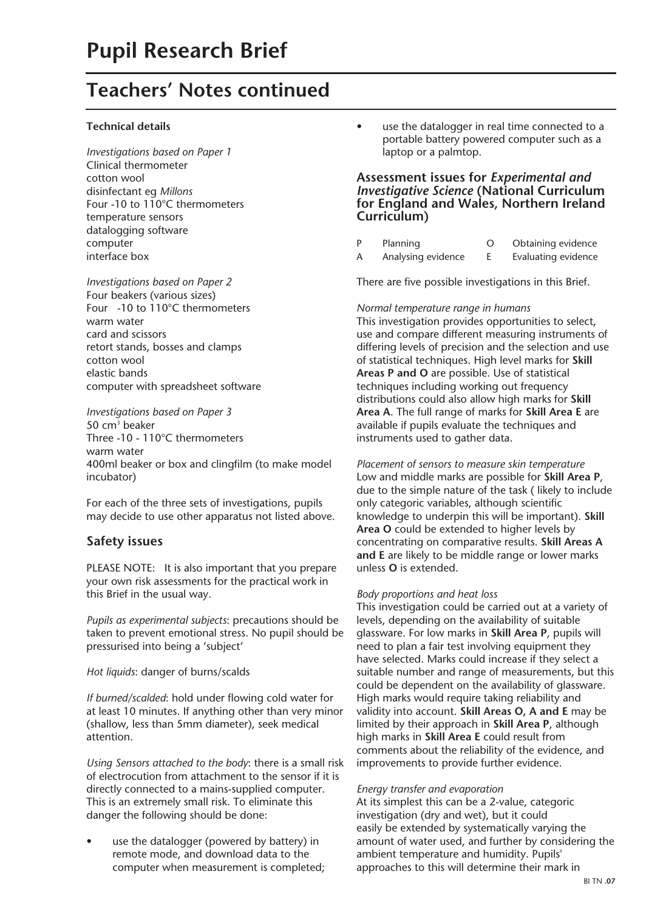# Pupil Research Brief

## Teachers' Notes continued

**Technical details**

*Investigations based on Paper 1*
Clinical thermometer
cotton wool
disinfectant eg *Millons*
Four -10 to 110°C thermometers
temperature sensors
datalogging software
computer
interface box

*Investigations based on Paper 2*
Four beakers (various sizes)
Four -10 to 110°C thermometers
warm water
card and scissors
retort stands, bosses and clamps
cotton wool
elastic bands
computer with spreadsheet software

*Investigations based on Paper 3*
50 $cm^3$ beaker
Three -10 - 110°C thermometers
warm water
400ml beaker or box and clingfilm (to make model incubator)

For each of the three sets of investigations, pupils may decide to use other apparatus not listed above.

### Safety issues

PLEASE NOTE: It is also important that you prepare your own risk assessments for the practical work in this Brief in the usual way.

*Pupils as experimental subjects*: precautions should be taken to prevent emotional stress. No pupil should be pressurised into being a 'subject'

*Hot liquids*: danger of burns/scalds

*If burned/scalded*: hold under flowing cold water for at least 10 minutes. If anything other than very minor (shallow, less than 5mm diameter), seek medical attention.

*Using Sensors attached to the body*: there is a small risk of electrocution from attachment to the sensor if it is directly connected to a mains-supplied computer. This is an extremely small risk. To eliminate this danger the following should be done:

- use the datalogger (powered by battery) in remote mode, and download data to the computer when measurement is completed;
- use the datalogger in real time connected to a portable battery powered computer such as a laptop or a palmtop.

### Assessment issues for *Experimental and Investigative Science* (National Curriculum for England and Wales, Northern Ireland Curriculum)

| | | | |
|---|---|---|---|
| P | Planning | O | Obtaining evidence |
| A | Analysing evidence | E | Evaluating evidence |

There are five possible investigations in this Brief.

*Normal temperature range in humans*
This investigation provides opportunities to select, use and compare different measuring instruments of differing levels of precision and the selection and use of statistical techniques. High level marks for **Skill Areas P and O** are possible. Use of statistical techniques including working out frequency distributions could also allow high marks for **Skill Area A**. The full range of marks for **Skill Area E** are available if pupils evaluate the techniques and instruments used to gather data.

*Placement of sensors to measure skin temperature*
Low and middle marks are possible for **Skill Area P**, due to the simple nature of the task ( likely to include only categoric variables, although scientific knowledge to underpin this will be important). **Skill Area O** could be extended to higher levels by concentrating on comparative results. **Skill Areas A and E** are likely to be middle range or lower marks unless **O** is extended.

*Body proportions and heat loss*
This investigation could be carried out at a variety of levels, depending on the availability of suitable glassware. For low marks in **Skill Area P**, pupils will need to plan a fair test involving equipment they have selected. Marks could increase if they select a suitable number and range of measurements, but this could be dependent on the availability of glassware. High marks would require taking reliability and validity into account. **Skill Areas O, A and E** may be limited by their approach in **Skill Area P**, although high marks in **Skill Area E** could result from comments about the reliability of the evidence, and improvements to provide further evidence.

*Energy transfer and evaporation*
At its simplest this can be a 2-value, categoric investigation (dry and wet), but it could easily be extended by systematically varying the amount of water used, and further by considering the ambient temperature and humidity. Pupils' approaches to this will determine their mark in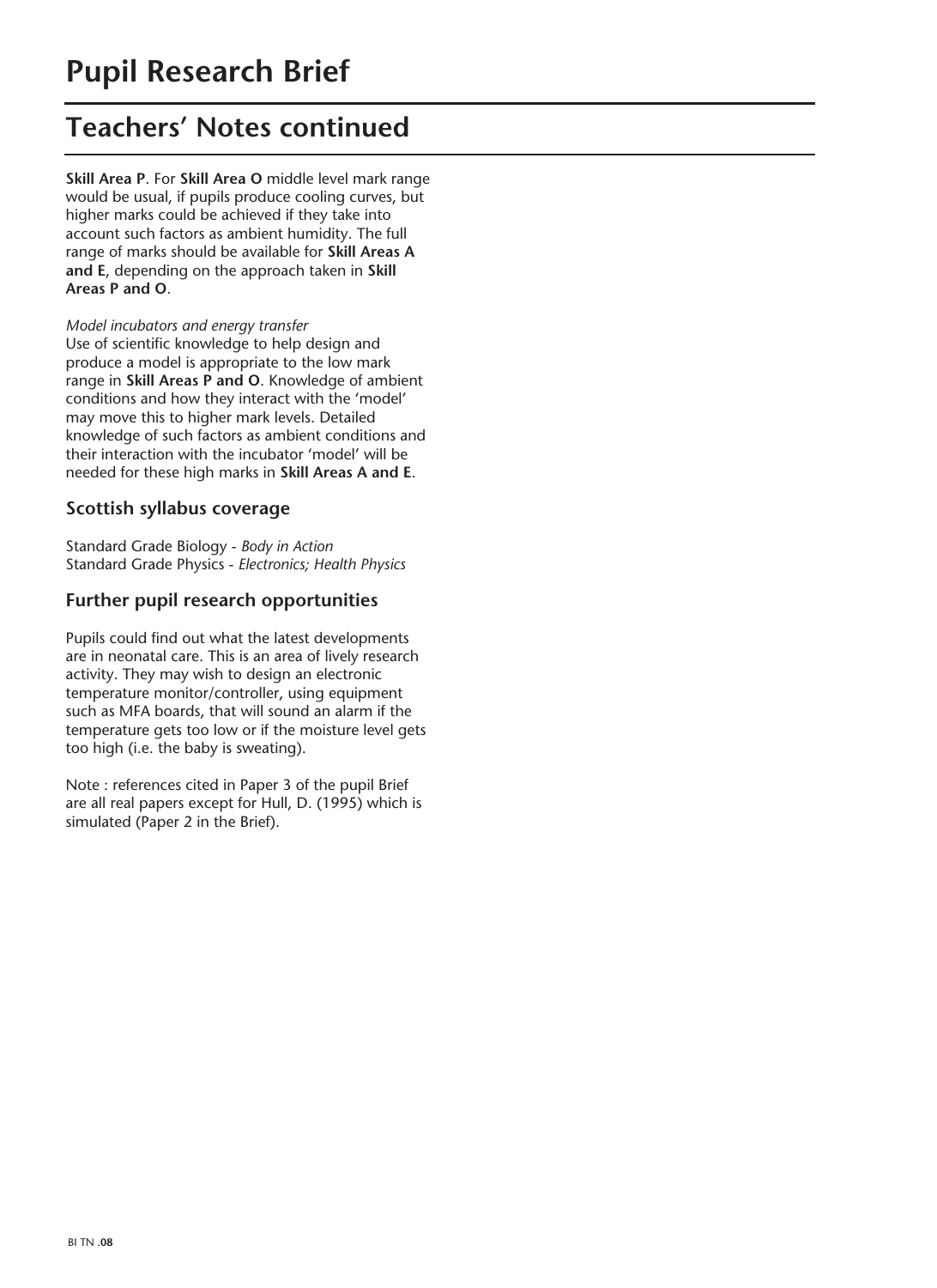# Pupil Research Brief

## Teachers' Notes continued

**Skill Area P**. For **Skill Area O** middle level mark range would be usual, if pupils produce cooling curves, but higher marks could be achieved if they take into account such factors as ambient humidity. The full range of marks should be available for **Skill Areas A and E**, depending on the approach taken in **Skill Areas P and O**.

*Model incubators and energy transfer*
Use of scientific knowledge to help design and produce a model is appropriate to the low mark range in **Skill Areas P and O**. Knowledge of ambient conditions and how they interact with the 'model' may move this to higher mark levels. Detailed knowledge of such factors as ambient conditions and their interaction with the incubator 'model' will be needed for these high marks in **Skill Areas A and E**.

### Scottish syllabus coverage

Standard Grade Biology - *Body in Action*
Standard Grade Physics - *Electronics; Health Physics*

### Further pupil research opportunities

Pupils could find out what the latest developments are in neonatal care. This is an area of lively research activity. They may wish to design an electronic temperature monitor/controller, using equipment such as MFA boards, that will sound an alarm if the temperature gets too low or if the moisture level gets too high (i.e. the baby is sweating).

Note : references cited in Paper 3 of the pupil Brief are all real papers except for Hull, D. (1995) which is simulated (Paper 2 in the Brief).